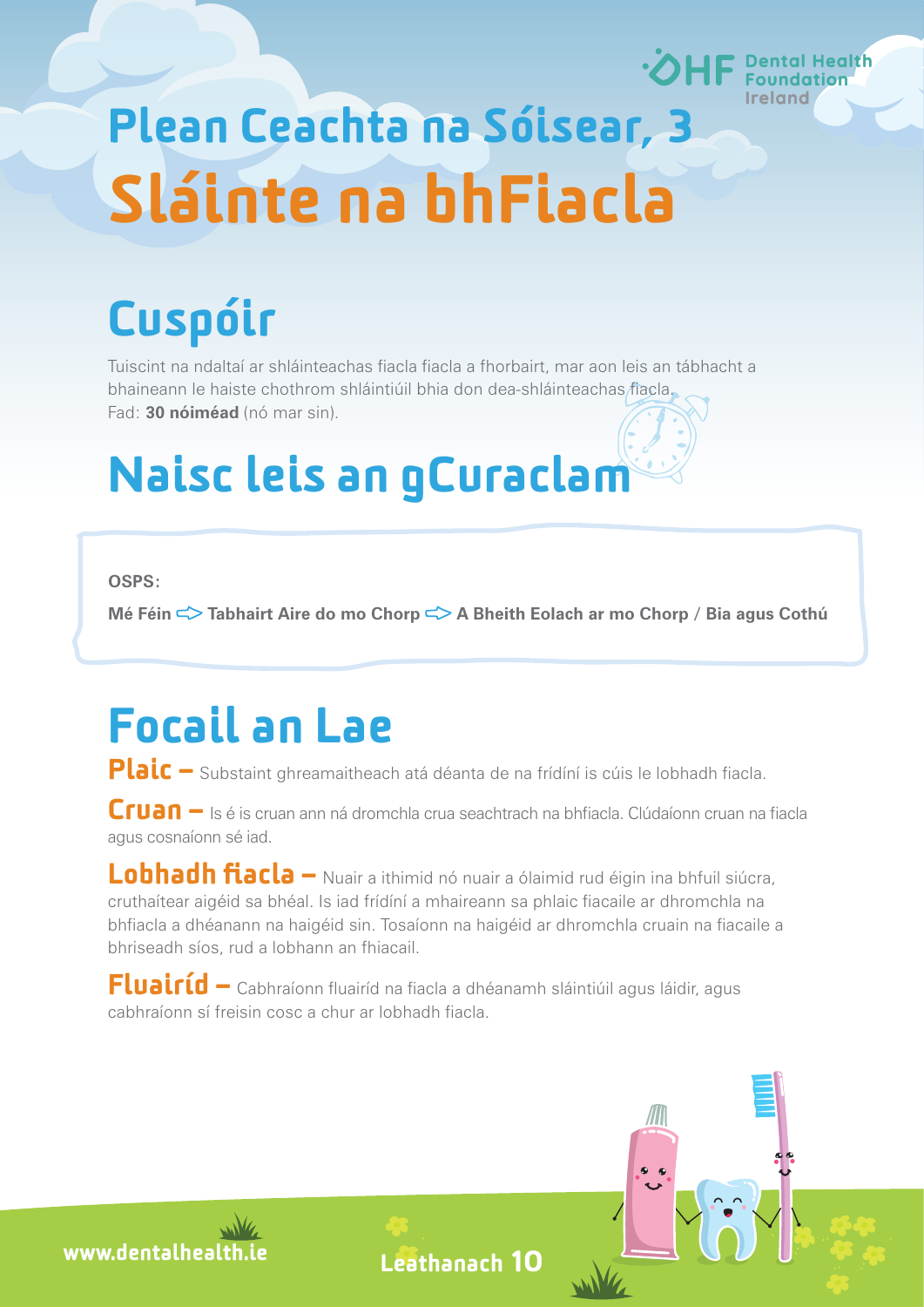# Plean Ceachta na Sóisear, 3

# Sláinte na bhFiacla

## Cuspóir

Tuiscint na ndaltaí ar shláinteachas fiacla fiacla a fhorbairt, mar aon leis an tábhacht a bhaineann le haiste chothrom shláintiúil bhia don dea-shláinteachas fiacla.
Fad: **30 nóiméad** (nó mar sin).

## Naisc leis an gCuraclam

**OSPS:**

**Mé Féin ⇨ Tabhairt Aire do mo Chorp ⇨ A Bheith Eolach ar mo Chorp / Bia agus Cothú**

## Focail an Lae

**Plaic –** Substaint ghreamaitheach atá déanta de na frídíní is cúis le lobhadh fiacla.

**Cruan –** Is é is cruan ann ná dromchla crua seachtrach na bhfiacla. Clúdaíonn cruan na fiacla agus cosnaíonn sé iad.

**Lobhadh fiacla –** Nuair a ithimid nó nuair a ólaimid rud éigin ina bhfuil siúcra, cruthaítear aigéid sa bhéal. Is iad frídíní a mhaireann sa phlaic fiacaile ar dhromchla na bhfiacla a dhéanann na haigéid sin. Tosaíonn na haigéid ar dhromchla cruain na fiacaile a bhriseadh síos, rud a lobhann an fhiacail.

**Fluairíd –** Cabhraíonn fluairíd na fiacla a dhéanamh sláintiúil agus láidir, agus cabhraíonn sí freisin cosc a chur ar lobhadh fiacla.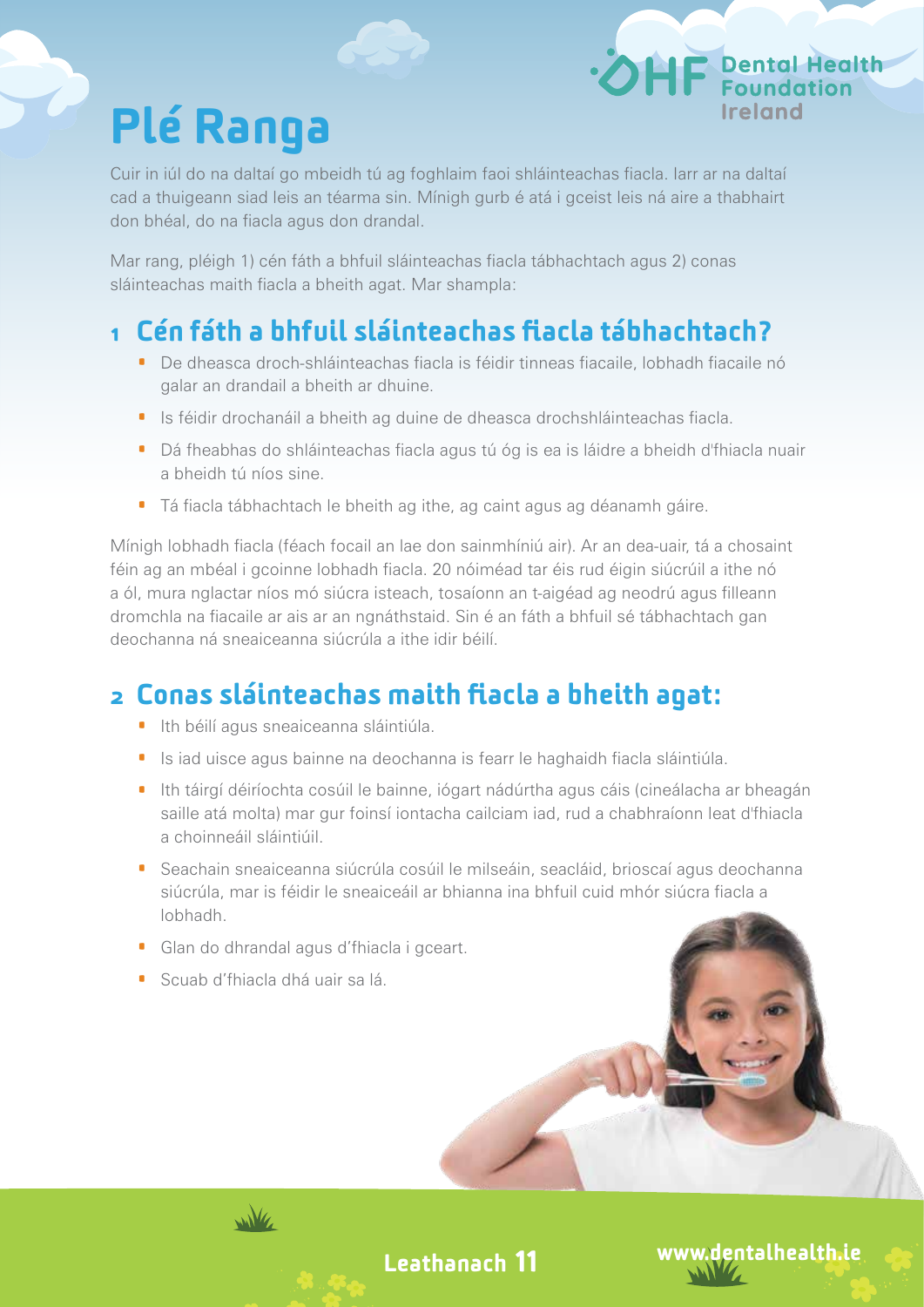# Plé Ranga

Cuir in iúl do na daltaí go mbeidh tú ag foghlaim faoi shláinteachas fiacla. Iarr ar na daltaí cad a thuigeann siad leis an téarma sin. Mínigh gurb é atá i gceist leis ná aire a thabhairt don bhéal, do na fiacla agus don drandal.

Mar rang, pléigh 1) cén fáth a bhfuil sláinteachas fiacla tábhachtach agus 2) conas sláinteachas maith fiacla a bheith agat. Mar shampla:

## 1 Cén fáth a bhfuil sláinteachas fiacla tábhachtach?

- De dheasca droch-shláinteachas fiacla is féidir tinneas fiacaile, lobhadh fiacaile nó galar an drandail a bheith ar dhuine.
- Is féidir drochanáil a bheith ag duine de dheasca drochshláinteachas fiacla.
- Dá fheabhas do shláinteachas fiacla agus tú óg is ea is láidre a bheidh d'fhiacla nuair a bheidh tú níos sine.
- Tá fiacla tábhachtach le bheith ag ithe, ag caint agus ag déanamh gáire.

Mínigh lobhadh fiacla (féach focail an lae don sainmhíniú air). Ar an dea-uair, tá a chosaint féin ag an mbéal i gcoinne lobhadh fiacla. 20 nóiméad tar éis rud éigin siúcrúil a ithe nó a ól, mura nglactar níos mó siúcra isteach, tosaíonn an t-aigéad ag neodrú agus filleann dromchla na fiacaile ar ais ar an ngnáthstaid. Sin é an fáth a bhfuil sé tábhachtach gan deochanna ná sneaiceanna siúcrúla a ithe idir béilí.

## 2 Conas sláinteachas maith fiacla a bheith agat:

- Ith béilí agus sneaiceanna sláintiúla.
- Is iad uisce agus bainne na deochanna is fearr le haghaidh fiacla sláintiúla.
- Ith táirgí déiríochta cosúil le bainne, iógart nádúrtha agus cáis (cineálacha ar bheagán saille atá molta) mar gur foinsí iontacha cailciam iad, rud a chabhraíonn leat d'fhiacla a choinneáil sláintiúil.
- Seachain sneaiceanna siúcrúla cosúil le milseáin, seacláid, brioscaí agus deochanna siúcrúla, mar is féidir le sneaiceáil ar bhianna ina bhfuil cuid mhór siúcra fiacla a lobhadh.
- Glan do dhrandal agus d'fhiacla i gceart.
- Scuab d'fhiacla dhá uair sa lá.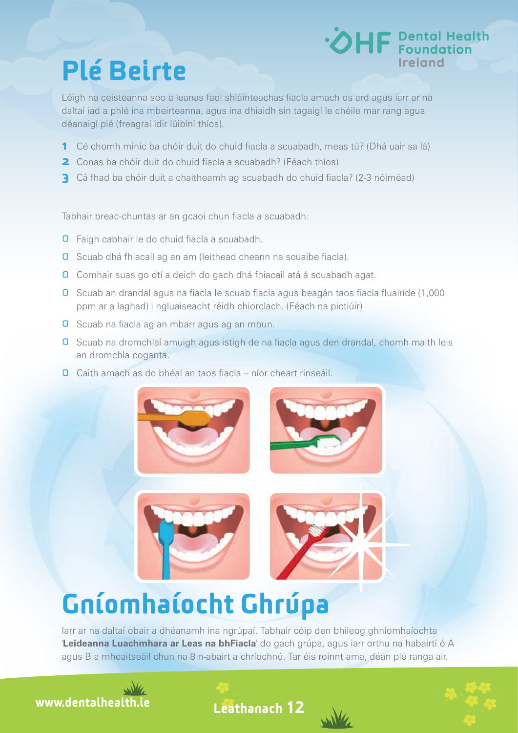# Plé Beirte

Léigh na ceisteanna seo a leanas faoi shláinteachas fiacla amach os ard agus iarr ar na daltaí iad a phlé ina mbeirteanna, agus ina dhiaidh sin tagaigí le chéile mar rang agus déanaigí plé (freagraí idir lúibíní thíos).

1. Cé chomh minic ba chóir duit do chuid fiacla a scuabadh, meas tú? (Dhá uair sa lá)
2. Conas ba chóir duit do chuid fiacla a scuabadh? (Féach thíos)
3. Cá fhad ba chóir duit a chaitheamh ag scuabadh do chuid fiacla? (2-3 nóiméad)

Tabhair breac-chuntas ar an gcaoi chun fiacla a scuabadh:

- Faigh cabhair le do chuid fiacla a scuabadh.
- Scuab dhá fhiacail ag an am (leithead cheann na scuaibe fiacla).
- Comhair suas go dtí a deich do gach dhá fhiacail atá á scuabadh agat.
- Scuab an drandal agus na fiacla le scuab fiacla agus beagán taos fiacla fluairíde (1,000 ppm ar a laghad) i ngluaiseacht réidh chiorclach. (Féach na pictiúir)
- Scuab na fiacla ag an mbarr agus ag an mbun.
- Scuab na dromchlaí amuigh agus istigh de na fiacla agus den drandal, chomh maith leis an dromchla coganta.
- Caith amach as do bhéal an taos fiacla – níor cheart rinseáil.

# Gníomhaíocht Ghrúpa

Iarr ar na daltaí obair a dhéanamh ina ngrúpaí. Tabhair cóip den bhileog ghníomhaíochta '**Leideanna Luachmhara ar Leas na bhFiacla**' do gach grúpa, agus iarr orthu na habairtí ó A agus B a mheaitseáil chun na 8 n-abairt a chríochnú. Tar éis roinnt ama, déan plé ranga air.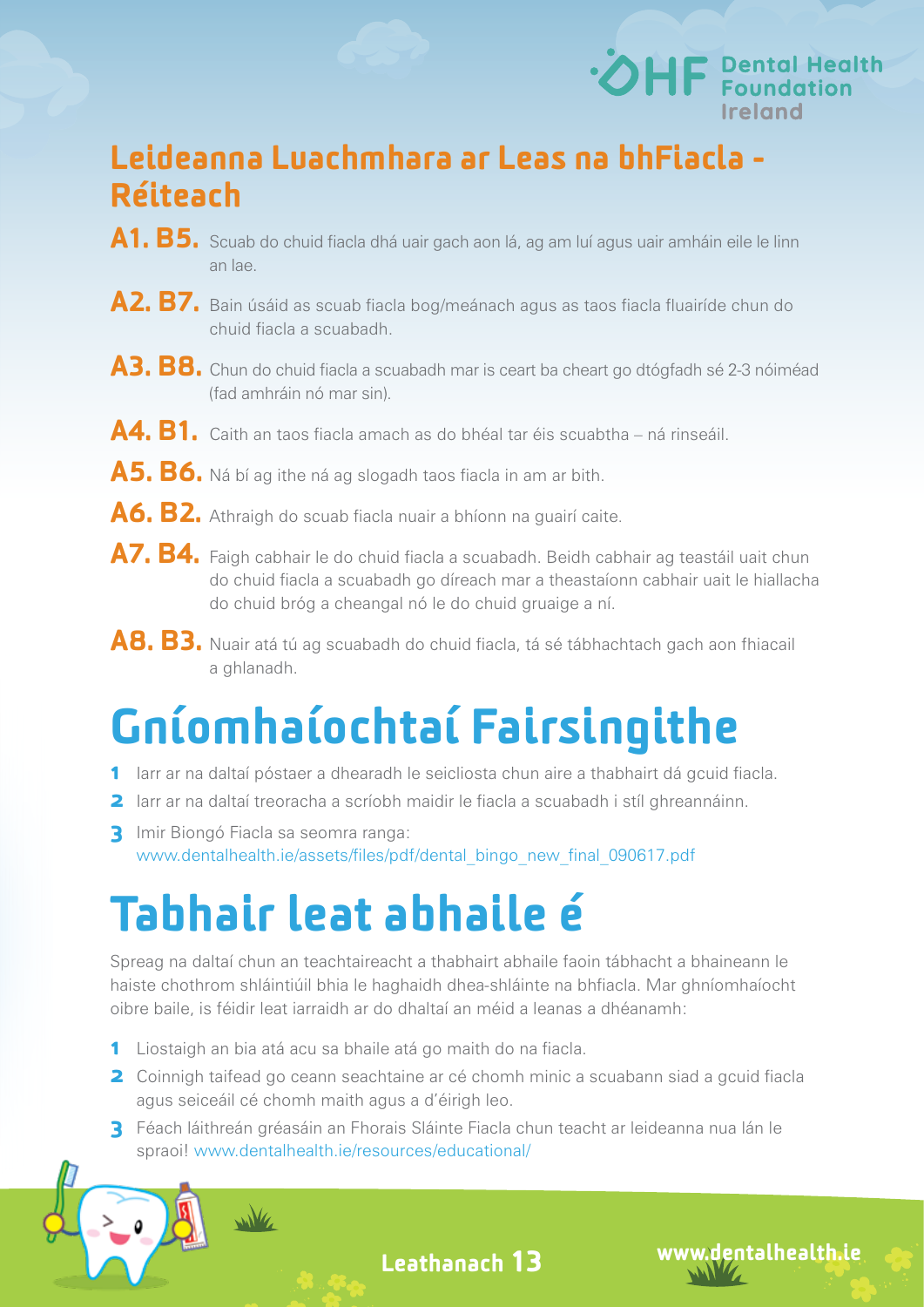## Leideanna Luachmhara ar Leas na bhFiacla - Réiteach

**A1. B5.** Scuab do chuid fiacla dhá uair gach aon lá, ag am luí agus uair amháin eile le linn an lae.

**A2. B7.** Bain úsáid as scuab fiacla bog/meánach agus as taos fiacla fluairíde chun do chuid fiacla a scuabadh.

**A3. B8.** Chun do chuid fiacla a scuabadh mar is ceart ba cheart go dtógfadh sé 2-3 nóiméad (fad amhráin nó mar sin).

**A4. B1.** Caith an taos fiacla amach as do bhéal tar éis scuabtha – ná rinseáil.

**A5. B6.** Ná bí ag ithe ná ag slogadh taos fiacla in am ar bith.

**A6. B2.** Athraigh do scuab fiacla nuair a bhíonn na guairí caite.

**A7. B4.** Faigh cabhair le do chuid fiacla a scuabadh. Beidh cabhair ag teastáil uait chun do chuid fiacla a scuabadh go díreach mar a theastaíonn cabhair uait le hiallacha do chuid bróg a cheangal nó le do chuid gruaige a ní.

**A8. B3.** Nuair atá tú ag scuabadh do chuid fiacla, tá sé tábhachtach gach aon fhiacail a ghlanadh.

# Gníomhaíochtaí Fairsingithe

1. Iarr ar na daltaí póstaer a dhearadh le seicliosta chun aire a thabhairt dá gcuid fiacla.
2. Iarr ar na daltaí treoracha a scríobh maidir le fiacla a scuabadh i stíl ghreannáinn.
3. Imir Biongó Fiacla sa seomra ranga: www.dentalhealth.ie/assets/files/pdf/dental_bingo_new_final_090617.pdf

# Tabhair leat abhaile é

Spreag na daltaí chun an teachtaireacht a thabhairt abhaile faoin tábhacht a bhaineann le haiste chothrom shláintiúil bhia le haghaidh dhea-shláinte na bhfiacla. Mar ghníomhaíocht oibre baile, is féidir leat iarraidh ar do dhaltaí an méid a leanas a dhéanamh:

1. Liostaigh an bia atá acu sa bhaile atá go maith do na fiacla.
2. Coinnigh taifead go ceann seachtaine ar cé chomh minic a scuabann siad a gcuid fiacla agus seiceáil cé chomh maith agus a d'éirigh leo.
3. Féach láithreán gréasáin an Fhorais Sláinte Fiacla chun teacht ar leideanna nua lán le spraoi! www.dentalhealth.ie/resources/educational/